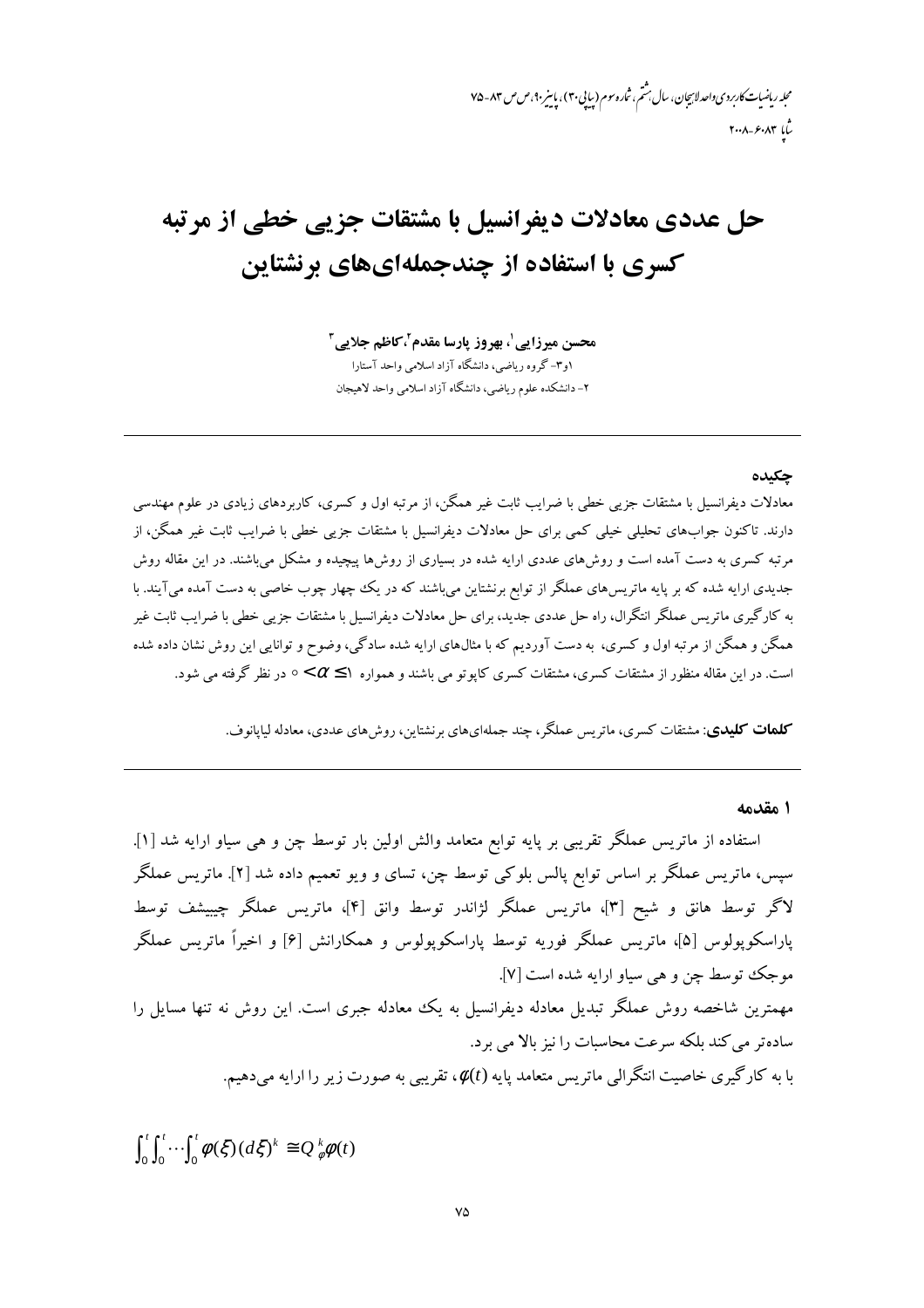# حل عددی معادلات دیفرانسیل با مشتقات جزیی خطی از مرتبه کسری با استفاده از چندجمله‌ای‌های برنشتاین

**محسن میرزایی** [1]، **بهروز پارسا مقدم** [2]، **کاظم جلایی** [3]

۱و۳- گروه ریاضی، دانشگاه آزاد اسلامی واحد آستارا

۲- دانشکده علوم ریاضی، دانشگاه آزاد اسلامی واحد لاهیجان

---

### چکیده

معادلات دیفرانسیل با مشتقات جزیی خطی با ضرایب ثابت غیر همگن، از مرتبه اول و کسری، کاربردهای زیادی در علوم مهندسی دارند. تاکنون جواب‌های تحلیلی خیلی کمی برای حل معادلات دیفرانسیل با مشتقات جزیی خطی با ضرایب ثابت غیر همگن، از مرتبه کسری به دست آمده است و روش‌های عددی ارایه شده در بسیاری از روش‌ها پیچیده و مشکل می‌باشند. در این مقاله روش جدیدی ارایه شده که بر پایه ماتریس‌های عملگر از توابع برنشتاین می‌باشند که در یک چهار چوب خاصی به دست آمده می‌آیند. با به کارگیری ماتریس عملگر انتگرال، راه حل عددی جدید، برای حل معادلات دیفرانسیل با مشتقات جزیی خطی با ضرایب ثابت غیر همگن و همگن از مرتبه اول و کسری، به دست آوردیم که با مثال‌های ارایه شده سادگی، وضوح و توانایی این روش نشان داده شده است. در این مقاله منظور از مشتقات کسری، مشتقات کسری کاپوتو می باشند و همواره $0 < \alpha \leq 1$ در نظر گرفته می شود.

**کلمات کلیدی**: مشتقات کسری، ماتریس عملگر، چند جمله‌ای‌های برنشتاین، روش‌های عددی، معادله لیاپانوف.

---

## ۱ مقدمه

استفاده از ماتریس عملگر تقریبی بر پایه توابع متعامد والش اولین بار توسط چن و هی سیاو ارایه شد [۱]. سپس، ماتریس عملگر بر اساس توابع پالس بلوکی توسط چن، تسای و ویو تعمیم داده شد [۲]. ماتریس عملگر لاگر توسط هانق و شیح [۳]، ماتریس عملگر لژاندر توسط وانق [۴]، ماتریس عملگر چیبیشف توسط پاراسکوپولوس [۵]، ماتریس عملگر فوریه توسط پاراسکوپولوس و همکارانش [۶] و اخیراً ماتریس عملگر موجک توسط چن و هی سیاو ارایه شده است [۷].

مهمترین شاخصه روش عملگر تبدیل معادله دیفرانسیل به یک معادله جبری است. این روش نه تنها مسایل را ساده‌تر می‌کند بلکه سرعت محاسبات را نیز بالا می برد.

با به کارگیری خاصیت انتگرالی ماتریس متعامد پایه $\varphi(t)$، تقریبی به صورت زیر را ارایه می‌دهیم.

$$\int_0^t\int_0^t\cdots\int_0^t \varphi(\xi)(d\xi)^k \cong Q_\varphi^k\varphi(t)$$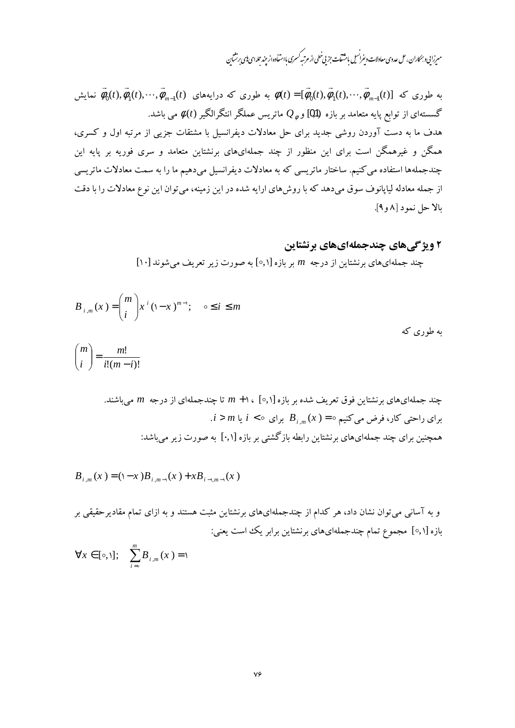به طوری که $\phi(t) = [\vec{\varphi}_0(t), \vec{\varphi}_1(t), \cdots, \vec{\varphi}_{m-1}(t)]$ به طوری که درایه‌های $\vec{\varphi}_0(t), \vec{\varphi}_1(t), \cdots, \vec{\varphi}_{m-1}(t)$ نمایش گسسته‌ای از توابع پایه متعامد بر بازه $[0,1)$ و $Q_\varphi$ ماتریس عملگر انتگرالگیر $\phi(t)$ می باشد.

هدف ما به دست آوردن روشی جدید برای حل معادلات دیفرانسیل با مشتقات جزیی از مرتبه اول و کسری، همگن و غیرهمگن است برای این منظور از چند جمله‌ای‌های برنشتاین متعامد و سری فوریه بر پایه این چندجمله‌ها استفاده می‌کنیم. ساختار ماتریسی که به معادلات دیفرانسیل می‌دهیم ما را به سمت معادلات ماتریسی از جمله معادله لیاپانوف سوق می‌دهد که با روش‌های ارایه شده در این زمینه، می‌توان این نوع معادلات را با دقت بالا حل نمود [۸و۹].

## ۲ ویژگی‌های چندجمله‌ای‌های برنشتاین

چند جمله‌ای‌های برنشتاین از درجه $m$ بر بازه $[0,1]$ به صورت زیر تعریف می‌شوند [۱۰]

$$B_{i,m}(x) = \binom{m}{i} x^i (1-x)^{m-i}; \quad 0 \leq i \leq m$$

به طوری که

$$\binom{m}{i} = \frac{m!}{i!(m-i)!}$$

چند جمله‌ای‌های برنشتاین فوق تعریف شده بر بازه $[0,1]$ ، $m+1$ تا چندجمله‌ای از درجه $m$ می‌باشند.

برای راحتی کار، فرض می‌کنیم $B_{i,m}(x) = 0$ برای $i < 0$ یا $i > m$.

همچنین برای چند جمله‌ای‌های برنشتاین رابطه بازگشتی بر بازه $[0,1]$ به صورت زیر می‌باشد:

$$B_{i,m}(x) = (1-x)B_{i,m-1}(x) + xB_{i-1,m-1}(x)$$

و به آسانی می‌توان نشان داد، هر کدام از چندجمله‌ای‌های برنشتاین مثبت هستند و به ازای تمام مقادیرحقیقی بر بازه $[0,1]$ مجموع تمام چندجمله‌ای‌های برنشتاین برابر یک است یعنی:

$$\forall x \in [0,1]; \quad \sum_{i=0}^{m} B_{i,m}(x) = 1$$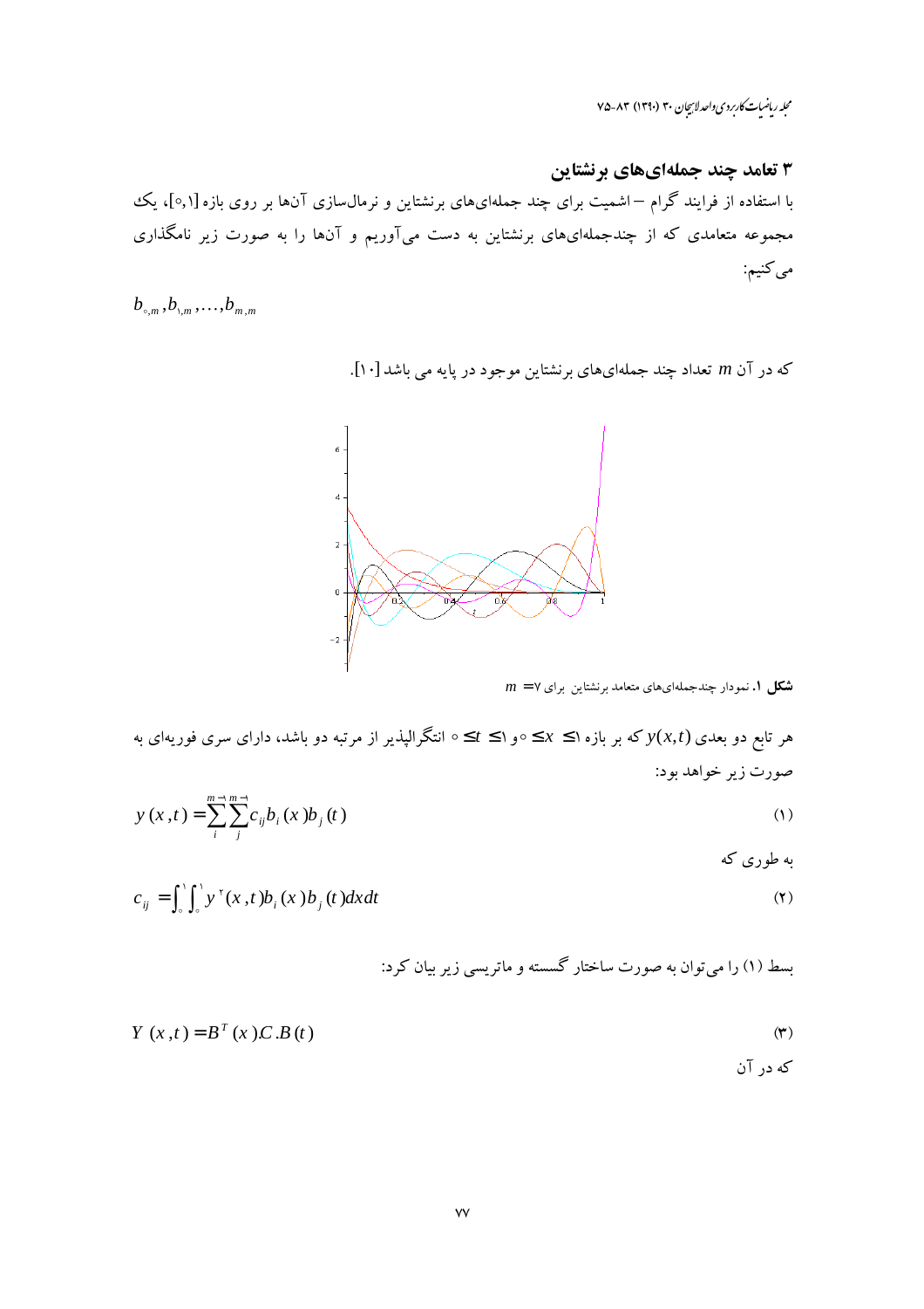## ۳ تعامد چند جمله‌ای‌های برنشتاین

با استفاده از فرایند گرام – اشمیت برای چند جمله‌ای‌های برنشتاین و نرمال‌سازی آن‌ها بر روی بازه $[0,1]$، یک مجموعه متعامدی که از چندجمله‌ای‌های برنشتاین به دست می‌آوریم و آن‌ها را به صورت زیر نامگذاری می‌کنیم:

$$b_{0,m}, b_{1,m}, \ldots, b_{m,m}$$

که در آن $m$ تعداد چند جمله‌ای‌های برنشتاین موجود در پایه می باشد [۱۰].

**شکل ۱.** نمودار چندجمله‌ای‌های متعامد برنشتاین برای $m=7$

هر تابع دو بعدی $y(x,t)$ که بر بازه $0 \leq x \leq 1$ و $0 \leq t \leq 1$ انتگرالپذیر از مرتبه دو باشد، دارای سری فوریه‌ای به صورت زیر خواهد بود:

$$y(x,t) = \sum_{i}^{m-1} \sum_{j}^{m-1} c_{ij} b_i(x) b_j(t) \tag{1}$$

به طوری که

$$c_{ij} = \int_0^1 \int_0^1 y^2(x,t) b_i(x) b_j(t) dx dt \tag{2}$$

بسط (۱) را می‌توان به صورت ساختار گسسته و ماتریسی زیر بیان کرد:

$$Y(x,t) = B^T(x).C.B(t) \tag{3}$$

که در آن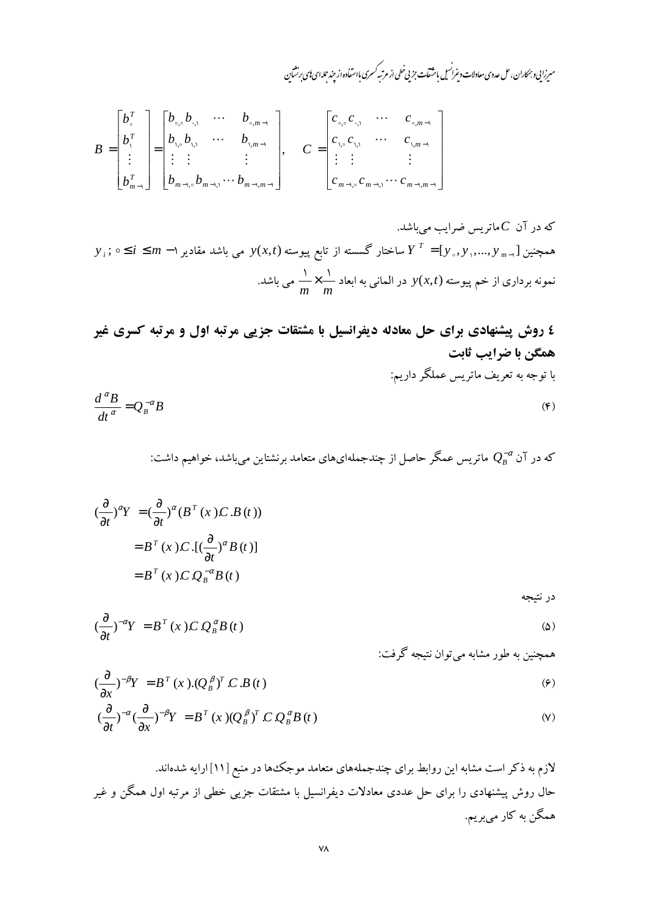$$B = \begin{bmatrix} b_0^T \\ b_1^T \\ \vdots \\ b_{m-1}^T \end{bmatrix} = \begin{bmatrix} b_{0,0} \, b_{0,1} & \cdots & b_{0,m-1} \\ b_{1,0} \, b_{1,1} & \cdots & b_{1,m-1} \\ \vdots \quad \vdots & & \vdots \\ b_{m-1,0} \, b_{m-1,1} & \cdots & b_{m-1,m-1} \end{bmatrix}, \quad C = \begin{bmatrix} c_{0,0} \, c_{0,1} & \cdots & c_{0,m-1} \\ c_{1,0} \, c_{1,1} & \cdots & c_{1,m-1} \\ \vdots \quad \vdots & & \vdots \\ c_{m-1,0} \, c_{m-1,1} & \cdots & c_{m-1,m-1} \end{bmatrix}$$

که در آن $C$ ماتریس ضرایب می‌باشد.

همچنین $Y^T = [y_0, y_1, ..., y_{m-1}]$ ساختار گسسته از تابع پیوسته $y(x,t)$ می باشد مقادیر $y_i \, ; \, 0 \le i \le m-1$ نمونه برداری از خم پیوسته $y(x,t)$ در المانی به ابعاد $\frac{1}{m} \times \frac{1}{m}$ می باشد.

## ٤ روش پیشنهادی برای حل معادله دیفرانسیل با مشتقات جزیی مرتبه اول و مرتبه کسری غیر همگن با ضرایب ثابت

با توجه به تعریف ماتریس عملگر داریم:

$$\frac{d^{\alpha} B}{dt^{\alpha}} = Q_B^{-\alpha} B \tag{4}$$

که در آن $Q_B^{-\alpha}$ ماتریس عمگر حاصل از چندجمله‌ای‌های متعامد برنشتاین می‌باشد، خواهیم داشت:

$$\begin{aligned} \left(\frac{\partial}{\partial t}\right)^{\alpha} Y &= \left(\frac{\partial}{\partial t}\right)^{\alpha} (B^T(x) . C . B(t)) \\ &= B^T(x) . C . \left[\left(\frac{\partial}{\partial t}\right)^{\alpha} B(t)\right] \\ &= B^T(x) . C . Q_B^{-\alpha} B(t) \end{aligned}$$

در نتیجه

$$\left(\frac{\partial}{\partial t}\right)^{-\alpha} Y = B^T(x) . C . Q_B^{\alpha} B(t) \tag{5}$$

همچنین به طور مشابه می‌توان نتیجه گرفت:

$$\left(\frac{\partial}{\partial x}\right)^{-\beta} Y = B^T(x) . (Q_B^{\beta})^T . C . B(t) \tag{6}$$

$$\left(\frac{\partial}{\partial t}\right)^{-\alpha} \left(\frac{\partial}{\partial x}\right)^{-\beta} Y = B^T(x) (Q_B^{\beta})^T . C . Q_B^{\alpha} B(t) \tag{7}$$

لازم به ذکر است مشابه این روابط برای چندجمله‌های متعامد موجک‌ها در منبع [۱۱] ارایه شده‌اند.

حال روش پیشنهادی را برای حل عددی معادلات دیفرانسیل با مشتقات جزیی خطی از مرتبه اول همگن و غیر همگن به کار می‌بریم.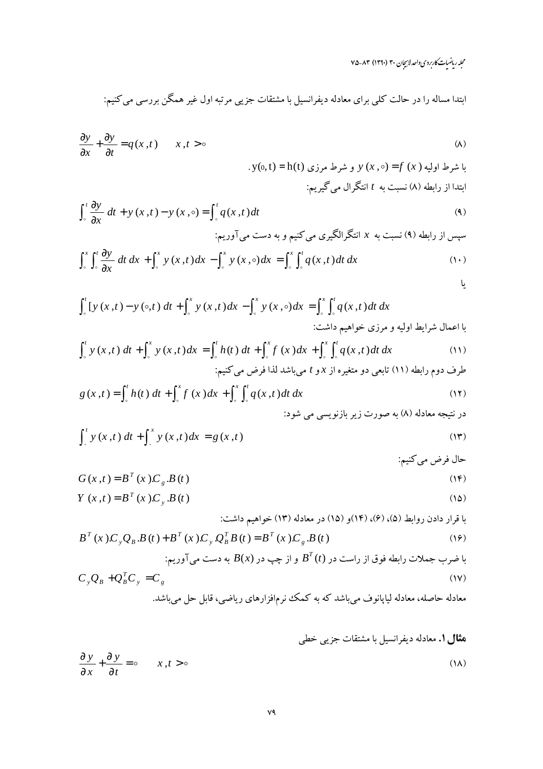ابتدا مساله را در حالت کلی برای معادله دیفرانسیل با مشتقات جزیی مرتبه اول غیر همگن بررسی می‌کنیم:

$$\frac{\partial y}{\partial x}+\frac{\partial y}{\partial t}=q(x,t) \qquad x,t>0 \tag{۸}$$

با شرط اولیه $y(x,0)=f(x)$ و شرط مرزی $y(0,t)=h(t)$.

ابتدا از رابطه (۸) نسبت به $t$ انتگرال می‌گیریم:

$$\int_0^t \frac{\partial y}{\partial x}\,dt + y(x,t) - y(x,0) = \int_0^t q(x,t)\,dt \tag{۹}$$

سپس از رابطه (۹) نسبت به $x$ انتگرالگیری می‌کنیم و به دست می‌آوریم:

$$\int_0^x \int_0^t \frac{\partial y}{\partial x}\,dt\,dx + \int_0^x y(x,t)\,dx - \int_0^x y(x,0)\,dx = \int_0^x \int_0^t q(x,t)\,dt\,dx \tag{۱۰}$$

یا

$$\int_0^t [y(x,t)-y(0,t)]\,dt + \int_0^x y(x,t)\,dx - \int_0^x y(x,0)\,dx = \int_0^x \int_0^t q(x,t)\,dt\,dx$$

با اعمال شرایط اولیه و مرزی خواهیم داشت:

$$\int_0^t y(x,t)\,dt + \int_0^x y(x,t)\,dx = \int_0^t h(t)\,dt + \int_0^x f(x)\,dx + \int_0^x \int_0^t q(x,t)\,dt\,dx \tag{۱۱}$$

طرف دوم رابطه (۱۱) تابعی دو متغیره از $x$ و $t$ می‌باشد لذا فرض می‌کنیم:

$$g(x,t) = \int_0^t h(t)\,dt + \int_0^x f(x)\,dx + \int_0^x \int_0^t q(x,t)\,dt\,dx \tag{۱۲}$$

در نتیجه معادله (۸) به صورت زیر بازنویسی می شود:

$$\int_0^t y(x,t)\,dt + \int_0^x y(x,t)\,dx = g(x,t) \tag{۱۳}$$

حال فرض می‌کنیم:

$$G(x,t) = B^T(x).C_g.B(t) \tag{۱۴}$$

$$Y(x,t) = B^T(x).C_y.B(t) \tag{۱۵}$$

با قرار دادن روابط (۵)، (۶)، (۱۴)و (۱۵) در معادله (۱۳) خواهیم داشت:

$$B^T(x).C_yQ_B.B(t) + B^T(x).C_y.Q_B^T B(t) = B^T(x).C_g.B(t) \tag{۱۶}$$

با ضرب جملات رابطه فوق از راست در $B^T(t)$ و از چپ در $B(x)$ به دست می‌آوریم:

$$C_yQ_B + Q_B^T C_y = C_g \tag{۱۷}$$

معادله حاصله، معادله لیاپانوف می‌باشد که به کمک نرم‌افزارهای ریاضی، قابل حل می‌باشد.

**مثال ۱.** معادله دیفرانسیل با مشتقات جزیی خطی

$$\frac{\partial y}{\partial x}+\frac{\partial y}{\partial t}=0 \qquad x,t>0 \tag{۱۸}$$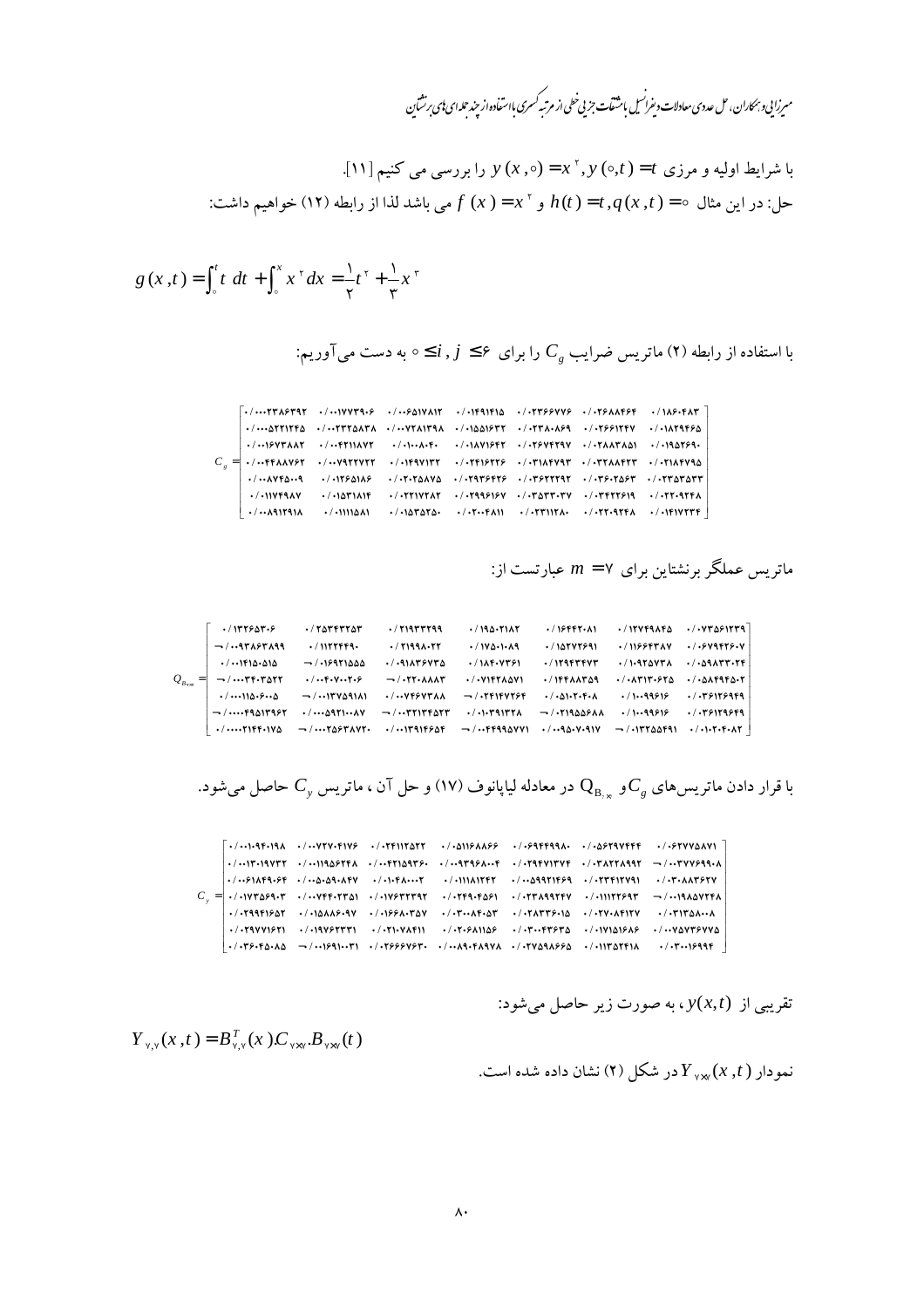با شرایط اولیه و مرزی $y(x,0)=x^{2}, y(0,t)=t$ را بررسی می کنیم [۱۱].

حل: در این مثال $q(x,t)=0$، $h(t)=t$ و $f(x)=x^{2}$ می باشد لذا از رابطه (۱۲) خواهیم داشت:

$$g(x,t)=\int_{0}^{t} t\,dt+\int_{0}^{x} x^{2}dx=\frac{1}{2}t^{2}+\frac{1}{3}x^{3}$$

با استفاده از رابطه (۲) ماتریس ضرایب $C_g$ را برای $0\le i,j\le 6$ به دست می‌آوریم:

$$C_g=\begin{bmatrix}
0.0002386392 & 0.001773906 & 0.006517812 & 0.01491415 & 0.02366776 & 0.02688464 & 0.0186043\\
0.0005221245 & 0.002325838 & 0.007281398 & 0.01551632 & 0.0238069 & 0.02661247 & 0.01829465\\
0.001673882 & 0.00421187 & 0.0100804 & 0.01871642 & 0.02674297 & 0.02883851 & 0.0195269\\
0.004488762 & 0.009922722 & 0.01497132 & 0.02416226 & 0.03184793 & 0.03288423 & 0.02184795\\
0.008750509 & 0.01265186 & 0.02025875 & 0.02938426 & 0.03622292 & 0.03602563 & 0.02353533\\
0.01174987 & 0.01531814 & 0.02217287 & 0.02993167 & 0.03533037 & 0.03422619 & 0.02209248\\
0.008912918 & 0.01111581 & 0.0153752 & 0.02004811 & 0.0231128 & 0.02209248 & 0.01417234
\end{bmatrix}$$

ماتریس عملگر برنشتاین برای $m=7$ عبارتست از:

$$Q_{B_{7\times 7}}=\begin{bmatrix}
0.13265306 & 0.25343353 & 0.31933399 & 0.19502182 & 0.16442081 & 0.12749845 & 0.073561339\\
-0.0093863899 & 0.11224490 & 0.21998022 & 0.17501089 & 0.15272691 & 0.11664387 & 0.067942607\\
0.0014150515 & -0.16921555 & 0.091836735 & 0.18407361 & 0.13943473 & 0.10925738 & 0.059833024\\
-0.0003403522 & -0.004070306 & -0.02208883 & 0.071428571 & 0.14488359 & 0.083130625 & 0.058494502\\
0.0001150600 & -0.0013759181 & 0.007467388 & -0.024147264 & 0.051020408 & 0.10099616 & 0.036126949\\
-0.0000495139 & 0.0005921008 & -0.0032134533 & 0.010391378 & -0.021955688 & 0.10099616 & 0.036126949\\
0.0000214401 & -0.0002563872 & 0.0013916654 & -0.0044995771 & 0.009507917 & -0.013255491 & 0.010204082
\end{bmatrix}$$

با قرار دادن ماتریس‌های $C_g$ و $Q_{B_{7\times 7}}$ در معادله لیاپانوف (۱۷) و حل آن، ماتریس $C_y$ حاصل می‌شود.

$$C_y=\begin{bmatrix}
0.0010940198 & 0.0072704176 & 0.024112522 & 0.051168866 & 0.069449980 & 0.056297444 & 0.062775871\\
0.0013019732 & 0.0011956248 & 0.0042159360 & 0.0093968004 & 0.029471374 & 0.038228992 & -0.0037769908\\
0.0061849064 & 0.0050590847 & 0.010480002 & 0.011181242 & 0.0059921469 & 0.023412791 & 0.030883627\\
0.017256903 & 0.007442351 & 0.017633392 & 0.024904561 & 0.023899247 & 0.011122693 & -0.0019857248\\
0.029941652 & 0.015886097 & 0.016680357 & 0.03008053 & 0.028336015 & 0.0270084127 & 0.031358008\\
0.029771621 & 0.019762331 & 0.021078411 & 0.020681156 & 0.030043635 & 0.017151686 & 0.0075736775\\
0.036045085 & -0.0016910031 & 0.026667630 & 0.0089048978 & 0.027598665 & 0.011352418 & 0.030016994
\end{bmatrix}$$

تقریبی از $y(x,t)$، به صورت زیر حاصل می‌شود:

$$Y_{7,7}(x,t)=B_{7,7}^{T}(x).C_{7\times 7}.B_{7\times 7}(t)$$

نمودار $Y_{7\times 7}(x,t)$ در شکل (۲) نشان داده شده است.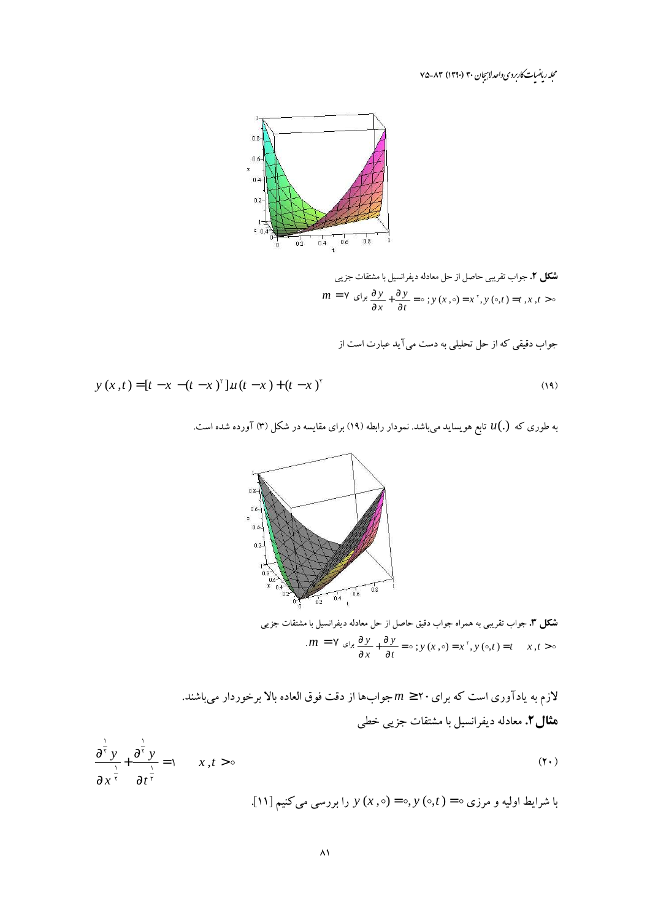**شکل ۲.** جواب تقریبی حاصل از حل معادله دیفرانسیل با مشتقات جزیی
$\frac{\partial y}{\partial x}+\frac{\partial y}{\partial t}=0\ ;\ y(x,0)=x^2,\ y(0,t)=t\ ,x,t>0$ برای $m=7$

جواب دقیقی که از حل تحلیلی به دست می‌آید عبارت است از

$$y(x,t)=[t-x-(t-x)^2]u(t-x)+(t-x)^2 \tag{19}$$

به طوری که $u(.)$ تابع هویساید می‌باشد. نمودار رابطه (۱۹) برای مقایسه در شکل (۳) آورده شده است.

**شکل ۳.** جواب تقریبی به همراه جواب دقیق حاصل از حل معادله دیفرانسیل با مشتقات جزیی
$\frac{\partial y}{\partial x}+\frac{\partial y}{\partial t}=0\ ;\ y(x,0)=x^2,\ y(0,t)=t\quad x,t>0$ برای $m=7$.

لازم به یادآوری است که برای $m\geq 20$ جواب‌ها از دقت فوق العاده بالا برخوردار می‌باشند.

**مثال ۲.** معادله دیفرانسیل با مشتقات جزیی خطی

$$\frac{\partial^{\frac{1}{2}} y}{\partial x^{\frac{1}{2}}}+\frac{\partial^{\frac{1}{2}} y}{\partial t^{\frac{1}{2}}}=1 \qquad x,t>0 \tag{20}$$

با شرایط اولیه و مرزی $y(x,0)=0,\ y(0,t)=0$ را بررسی می‌کنیم [۱۱].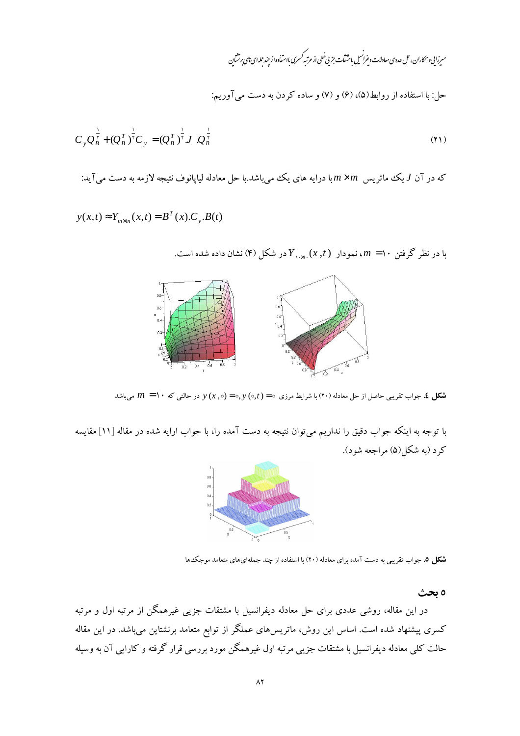حل: با استفاده از روابط(۵)، (۶) و (۷) و ساده کردن به دست می‌آوریم:

$$C_y Q_B^{\frac{1}{2}} + (Q_B^T)^{\frac{1}{2}} C_y = (Q_B^T)^{\frac{1}{2}} J . Q_B^{\frac{1}{2}} \tag{۲۱}$$

که در آن $J$ یک ماتریس $m \times m$ با درایه های یک می‌باشد.با حل معادله لیاپانوف نتیجه لازمه به دست می‌آید:

$$y(x,t) \approx Y_{m \times m}(x,t) = B^T(x).C_y.B(t)$$

با در نظر گرفتن $m = ۱۰$، نمودار $Y_{۱۰\times۱۰}(x,t)$ در شکل (۴) نشان داده شده است.

**شکل ٤.** جواب تقریبی حاصل از حل معادله (۲۰) با شرایط مرزی $y(x,۰) = ۰, y(۰,t) = ۰$ در حالتی که $m = ۱۰$ می‌باشد

با توجه به اینکه جواب دقیق را نداریم می‌توان نتیجه به دست آمده را، با جواب ارایه شده در مقاله [۱۱] مقایسه کرد (به شکل(۵) مراجعه شود).

**شکل ٥.** جواب تقریبی به دست آمده برای معادله (۲۰) با استفاده از چند جمله‌ای‌های متعامد موجک‌ها

## ۵ بحث

در این مقاله، روشی عددی برای حل معادله دیفرانسیل با مشتقات جزیی غیرهمگن از مرتبه اول و مرتبه کسری پیشنهاد شده است. اساس این روش، ماتریس‌های عملگر از توابع متعامد برنشتاین می‌باشد. در این مقاله حالت کلی معادله دیفرانسیل با مشتقات جزیی مرتبه اول غیرهمگن مورد بررسی قرار گرفته و کارایی آن به وسیله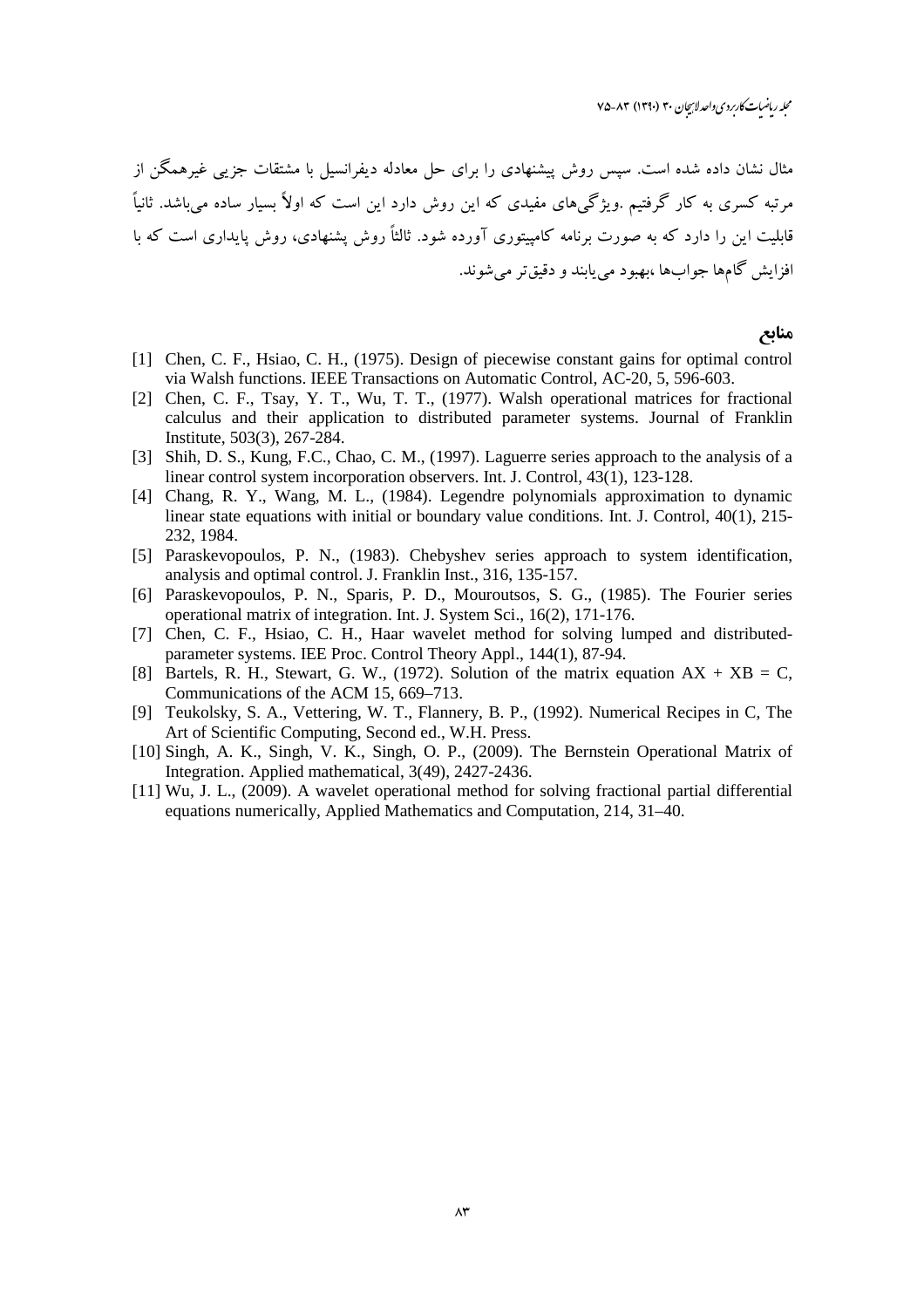مثال نشان داده شده است. سپس روش پیشنهادی را برای حل معادله دیفرانسیل با مشتقات جزیی غیرهمگن از مرتبه کسری به کار گرفتیم .ویژگی‌های مفیدی که این روش دارد این است که اولاً بسیار ساده می‌باشد. ثانیاً قابلیت این را دارد که به صورت برنامه کامپیوتری آورده شود. ثالثاً روش پشنهادی، روش پایداری است که با افزایش گام‌ها جواب‌ها ،بهبود می‌یابند و دقیق‌تر می‌شوند.

## منابع

[1] Chen, C. F., Hsiao, C. H., (1975). Design of piecewise constant gains for optimal control via Walsh functions. IEEE Transactions on Automatic Control, AC-20, 5, 596-603.

[2] Chen, C. F., Tsay, Y. T., Wu, T. T., (1977). Walsh operational matrices for fractional calculus and their application to distributed parameter systems. Journal of Franklin Institute, 503(3), 267-284.

[3] Shih, D. S., Kung, F.C., Chao, C. M., (1997). Laguerre series approach to the analysis of a linear control system incorporation observers. Int. J. Control, 43(1), 123-128.

[4] Chang, R. Y., Wang, M. L., (1984). Legendre polynomials approximation to dynamic linear state equations with initial or boundary value conditions. Int. J. Control, 40(1), 215-232, 1984.

[5] Paraskevopoulos, P. N., (1983). Chebyshev series approach to system identification, analysis and optimal control. J. Franklin Inst., 316, 135-157.

[6] Paraskevopoulos, P. N., Sparis, P. D., Mouroutsos, S. G., (1985). The Fourier series operational matrix of integration. Int. J. System Sci., 16(2), 171-176.

[7] Chen, C. F., Hsiao, C. H., Haar wavelet method for solving lumped and distributed-parameter systems. IEE Proc. Control Theory Appl., 144(1), 87-94.

[8] Bartels, R. H., Stewart, G. W., (1972). Solution of the matrix equation AX + XB = C, Communications of the ACM 15, 669–713.

[9] Teukolsky, S. A., Vettering, W. T., Flannery, B. P., (1992). Numerical Recipes in C, The Art of Scientific Computing, Second ed., W.H. Press.

[10] Singh, A. K., Singh, V. K., Singh, O. P., (2009). The Bernstein Operational Matrix of Integration. Applied mathematical, 3(49), 2427-2436.

[11] Wu, J. L., (2009). A wavelet operational method for solving fractional partial differential equations numerically, Applied Mathematics and Computation, 214, 31–40.